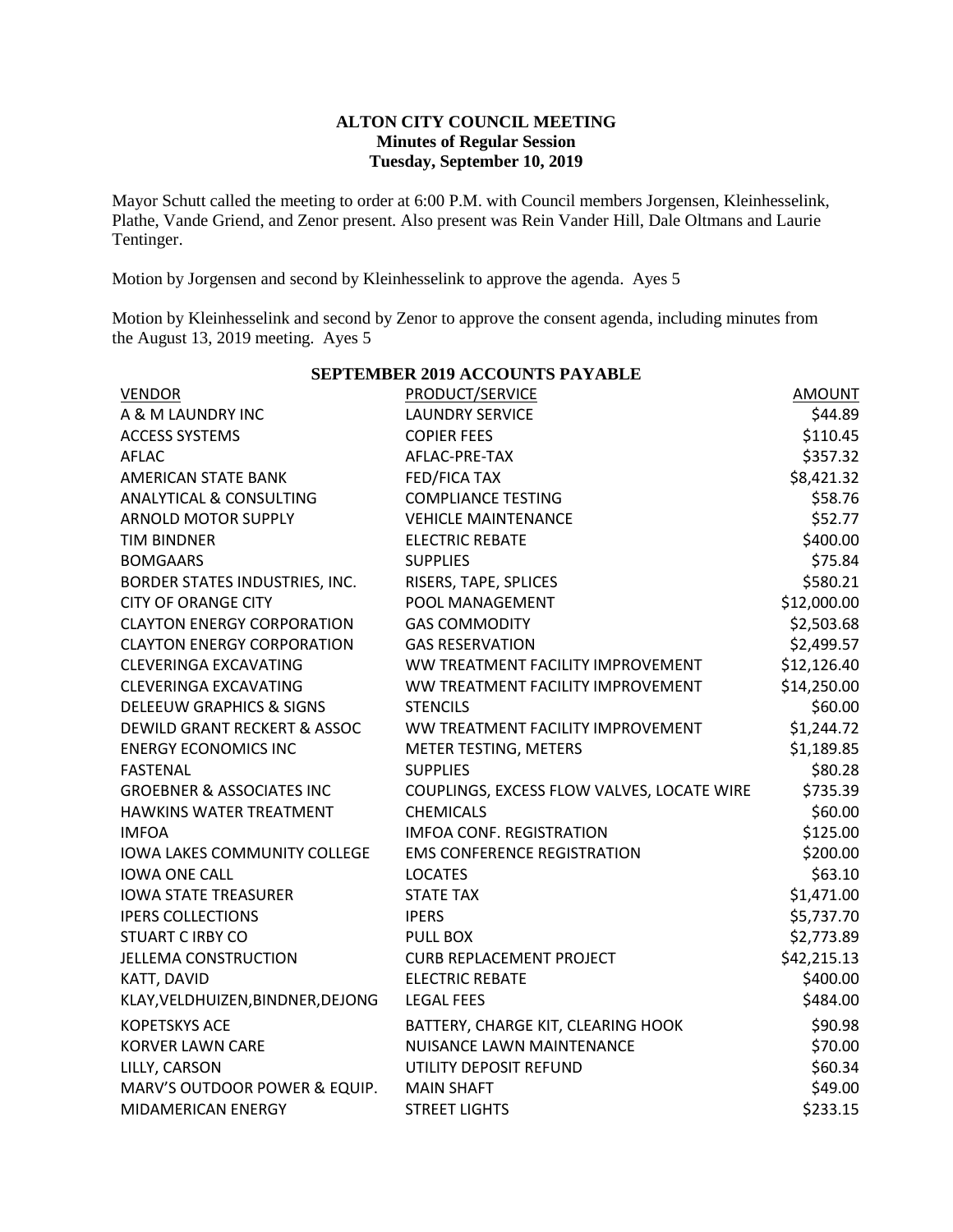**ALTON CITY COUNCIL MEETING**
**Minutes of Regular Session**
**Tuesday, September 10, 2019**

Mayor Schutt called the meeting to order at 6:00 P.M. with Council members Jorgensen, Kleinhesselink, Plathe, Vande Griend, and Zenor present. Also present was Rein Vander Hill, Dale Oltmans and Laurie Tentinger.

Motion by Jorgensen and second by Kleinhesselink to approve the agenda. Ayes 5

Motion by Kleinhesselink and second by Zenor to approve the consent agenda, including minutes from the August 13, 2019 meeting. Ayes 5

**SEPTEMBER 2019 ACCOUNTS PAYABLE**

| VENDOR | PRODUCT/SERVICE | AMOUNT |
|---|---|---|
| A & M LAUNDRY INC | LAUNDRY SERVICE | $44.89 |
| ACCESS SYSTEMS | COPIER FEES | $110.45 |
| AFLAC | AFLAC-PRE-TAX | $357.32 |
| AMERICAN STATE BANK | FED/FICA TAX | $8,421.32 |
| ANALYTICAL & CONSULTING | COMPLIANCE TESTING | $58.76 |
| ARNOLD MOTOR SUPPLY | VEHICLE MAINTENANCE | $52.77 |
| TIM BINDNER | ELECTRIC REBATE | $400.00 |
| BOMGAARS | SUPPLIES | $75.84 |
| BORDER STATES INDUSTRIES, INC. | RISERS, TAPE, SPLICES | $580.21 |
| CITY OF ORANGE CITY | POOL MANAGEMENT | $12,000.00 |
| CLAYTON ENERGY CORPORATION | GAS COMMODITY | $2,503.68 |
| CLAYTON ENERGY CORPORATION | GAS RESERVATION | $2,499.57 |
| CLEVERINGA EXCAVATING | WW TREATMENT FACILITY IMPROVEMENT | $12,126.40 |
| CLEVERINGA EXCAVATING | WW TREATMENT FACILITY IMPROVEMENT | $14,250.00 |
| DELEEUW GRAPHICS & SIGNS | STENCILS | $60.00 |
| DEWILD GRANT RECKERT & ASSOC | WW TREATMENT FACILITY IMPROVEMENT | $1,244.72 |
| ENERGY ECONOMICS INC | METER TESTING, METERS | $1,189.85 |
| FASTENAL | SUPPLIES | $80.28 |
| GROEBNER & ASSOCIATES INC | COUPLINGS, EXCESS FLOW VALVES, LOCATE WIRE | $735.39 |
| HAWKINS WATER TREATMENT | CHEMICALS | $60.00 |
| IMFOA | IMFOA CONF. REGISTRATION | $125.00 |
| IOWA LAKES COMMUNITY COLLEGE | EMS CONFERENCE REGISTRATION | $200.00 |
| IOWA ONE CALL | LOCATES | $63.10 |
| IOWA STATE TREASURER | STATE TAX | $1,471.00 |
| IPERS COLLECTIONS | IPERS | $5,737.70 |
| STUART C IRBY CO | PULL BOX | $2,773.89 |
| JELLEMA CONSTRUCTION | CURB REPLACEMENT PROJECT | $42,215.13 |
| KATT, DAVID | ELECTRIC REBATE | $400.00 |
| KLAY,VELDHUIZEN,BINDNER,DEJONG | LEGAL FEES | $484.00 |
| KOPETSKYS ACE | BATTERY, CHARGE KIT, CLEARING HOOK | $90.98 |
| KORVER LAWN CARE | NUISANCE LAWN MAINTENANCE | $70.00 |
| LILLY, CARSON | UTILITY DEPOSIT REFUND | $60.34 |
| MARV'S OUTDOOR POWER & EQUIP. | MAIN SHAFT | $49.00 |
| MIDAMERICAN ENERGY | STREET LIGHTS | $233.15 |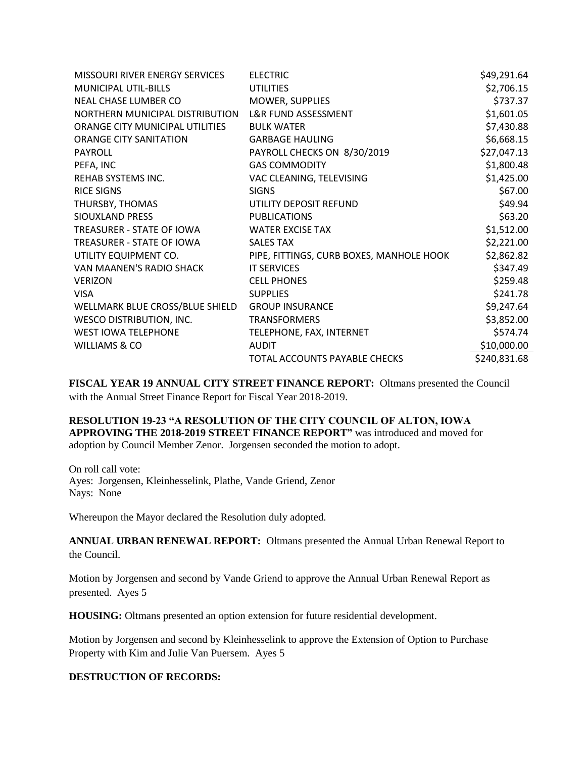| | | |
|---|---|---|
| MISSOURI RIVER ENERGY SERVICES | ELECTRIC | $49,291.64 |
| MUNICIPAL UTIL-BILLS | UTILITIES | $2,706.15 |
| NEAL CHASE LUMBER CO | MOWER, SUPPLIES | $737.37 |
| NORTHERN MUNICIPAL DISTRIBUTION | L&R FUND ASSESSMENT | $1,601.05 |
| ORANGE CITY MUNICIPAL UTILITIES | BULK WATER | $7,430.88 |
| ORANGE CITY SANITATION | GARBAGE HAULING | $6,668.15 |
| PAYROLL | PAYROLL CHECKS ON 8/30/2019 | $27,047.13 |
| PEFA, INC | GAS COMMODITY | $1,800.48 |
| REHAB SYSTEMS INC. | VAC CLEANING, TELEVISING | $1,425.00 |
| RICE SIGNS | SIGNS | $67.00 |
| THURSBY, THOMAS | UTILITY DEPOSIT REFUND | $49.94 |
| SIOUXLAND PRESS | PUBLICATIONS | $63.20 |
| TREASURER - STATE OF IOWA | WATER EXCISE TAX | $1,512.00 |
| TREASURER - STATE OF IOWA | SALES TAX | $2,221.00 |
| UTILITY EQUIPMENT CO. | PIPE, FITTINGS, CURB BOXES, MANHOLE HOOK | $2,862.82 |
| VAN MAANEN'S RADIO SHACK | IT SERVICES | $347.49 |
| VERIZON | CELL PHONES | $259.48 |
| VISA | SUPPLIES | $241.78 |
| WELLMARK BLUE CROSS/BLUE SHIELD | GROUP INSURANCE | $9,247.64 |
| WESCO DISTRIBUTION, INC. | TRANSFORMERS | $3,852.00 |
| WEST IOWA TELEPHONE | TELEPHONE, FAX, INTERNET | $574.74 |
| WILLIAMS & CO | AUDIT | $10,000.00 |
| | TOTAL ACCOUNTS PAYABLE CHECKS | $240,831.68 |

**FISCAL YEAR 19 ANNUAL CITY STREET FINANCE REPORT:** Oltmans presented the Council with the Annual Street Finance Report for Fiscal Year 2018-2019.

**RESOLUTION 19-23 "A RESOLUTION OF THE CITY COUNCIL OF ALTON, IOWA APPROVING THE 2018-2019 STREET FINANCE REPORT"** was introduced and moved for adoption by Council Member Zenor. Jorgensen seconded the motion to adopt.

On roll call vote:
Ayes: Jorgensen, Kleinhesselink, Plathe, Vande Griend, Zenor
Nays: None

Whereupon the Mayor declared the Resolution duly adopted.

**ANNUAL URBAN RENEWAL REPORT:** Oltmans presented the Annual Urban Renewal Report to the Council.

Motion by Jorgensen and second by Vande Griend to approve the Annual Urban Renewal Report as presented. Ayes 5

**HOUSING:** Oltmans presented an option extension for future residential development.

Motion by Jorgensen and second by Kleinhesselink to approve the Extension of Option to Purchase Property with Kim and Julie Van Puersem. Ayes 5

**DESTRUCTION OF RECORDS:**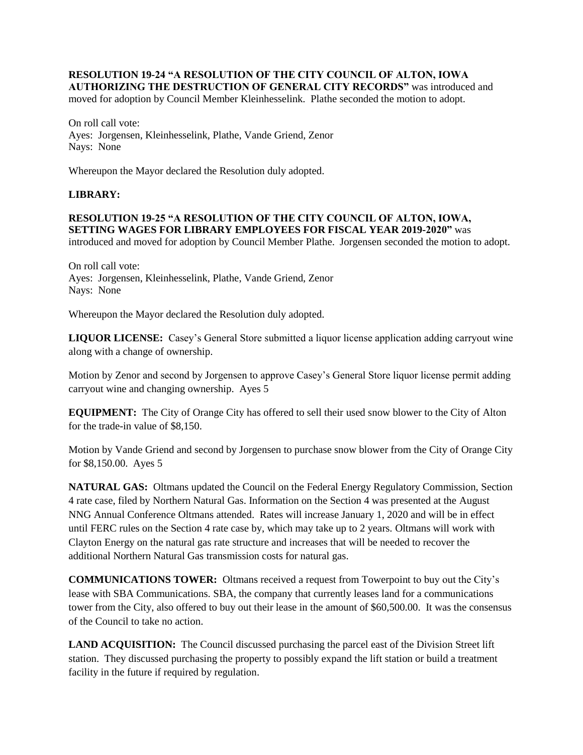**RESOLUTION 19-24 "A RESOLUTION OF THE CITY COUNCIL OF ALTON, IOWA AUTHORIZING THE DESTRUCTION OF GENERAL CITY RECORDS"** was introduced and moved for adoption by Council Member Kleinhesselink. Plathe seconded the motion to adopt.

On roll call vote:
Ayes: Jorgensen, Kleinhesselink, Plathe, Vande Griend, Zenor
Nays: None

Whereupon the Mayor declared the Resolution duly adopted.

**LIBRARY:**

**RESOLUTION 19-25 "A RESOLUTION OF THE CITY COUNCIL OF ALTON, IOWA, SETTING WAGES FOR LIBRARY EMPLOYEES FOR FISCAL YEAR 2019-2020"** was introduced and moved for adoption by Council Member Plathe. Jorgensen seconded the motion to adopt.

On roll call vote:
Ayes: Jorgensen, Kleinhesselink, Plathe, Vande Griend, Zenor
Nays: None

Whereupon the Mayor declared the Resolution duly adopted.

**LIQUOR LICENSE:** Casey's General Store submitted a liquor license application adding carryout wine along with a change of ownership.

Motion by Zenor and second by Jorgensen to approve Casey's General Store liquor license permit adding carryout wine and changing ownership. Ayes 5

**EQUIPMENT:** The City of Orange City has offered to sell their used snow blower to the City of Alton for the trade-in value of $8,150.

Motion by Vande Griend and second by Jorgensen to purchase snow blower from the City of Orange City for $8,150.00. Ayes 5

**NATURAL GAS:** Oltmans updated the Council on the Federal Energy Regulatory Commission, Section 4 rate case, filed by Northern Natural Gas. Information on the Section 4 was presented at the August NNG Annual Conference Oltmans attended. Rates will increase January 1, 2020 and will be in effect until FERC rules on the Section 4 rate case by, which may take up to 2 years. Oltmans will work with Clayton Energy on the natural gas rate structure and increases that will be needed to recover the additional Northern Natural Gas transmission costs for natural gas.

**COMMUNICATIONS TOWER:** Oltmans received a request from Towerpoint to buy out the City's lease with SBA Communications. SBA, the company that currently leases land for a communications tower from the City, also offered to buy out their lease in the amount of $60,500.00. It was the consensus of the Council to take no action.

**LAND ACQUISITION:** The Council discussed purchasing the parcel east of the Division Street lift station. They discussed purchasing the property to possibly expand the lift station or build a treatment facility in the future if required by regulation.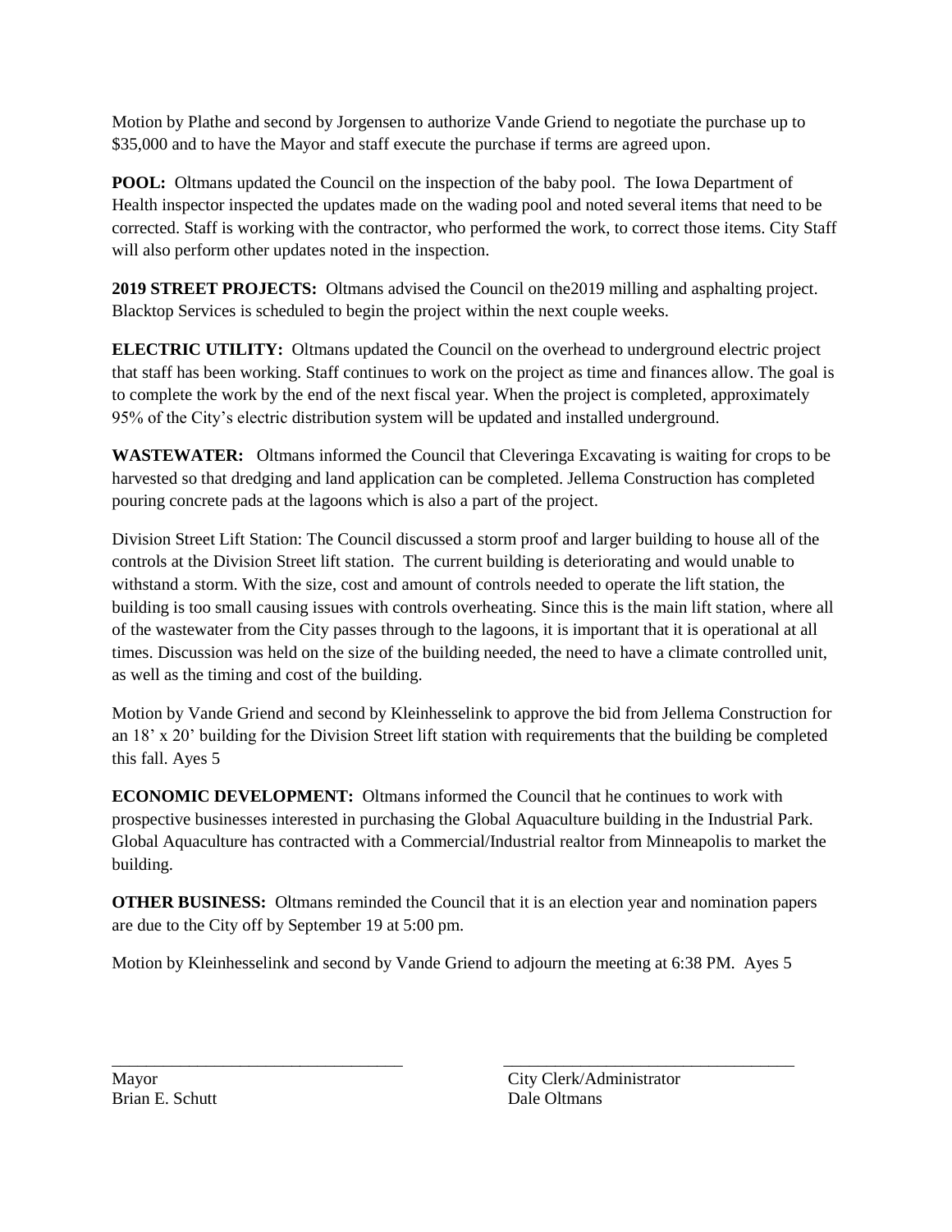Motion by Plathe and second by Jorgensen to authorize Vande Griend to negotiate the purchase up to $35,000 and to have the Mayor and staff execute the purchase if terms are agreed upon.

**POOL:** Oltmans updated the Council on the inspection of the baby pool. The Iowa Department of Health inspector inspected the updates made on the wading pool and noted several items that need to be corrected. Staff is working with the contractor, who performed the work, to correct those items. City Staff will also perform other updates noted in the inspection.

**2019 STREET PROJECTS:** Oltmans advised the Council on the2019 milling and asphalting project. Blacktop Services is scheduled to begin the project within the next couple weeks.

**ELECTRIC UTILITY:** Oltmans updated the Council on the overhead to underground electric project that staff has been working. Staff continues to work on the project as time and finances allow. The goal is to complete the work by the end of the next fiscal year. When the project is completed, approximately 95% of the City's electric distribution system will be updated and installed underground.

**WASTEWATER:** Oltmans informed the Council that Cleveringa Excavating is waiting for crops to be harvested so that dredging and land application can be completed. Jellema Construction has completed pouring concrete pads at the lagoons which is also a part of the project.

Division Street Lift Station: The Council discussed a storm proof and larger building to house all of the controls at the Division Street lift station. The current building is deteriorating and would unable to withstand a storm. With the size, cost and amount of controls needed to operate the lift station, the building is too small causing issues with controls overheating. Since this is the main lift station, where all of the wastewater from the City passes through to the lagoons, it is important that it is operational at all times. Discussion was held on the size of the building needed, the need to have a climate controlled unit, as well as the timing and cost of the building.

Motion by Vande Griend and second by Kleinhesselink to approve the bid from Jellema Construction for an 18' x 20' building for the Division Street lift station with requirements that the building be completed this fall. Ayes 5

**ECONOMIC DEVELOPMENT:** Oltmans informed the Council that he continues to work with prospective businesses interested in purchasing the Global Aquaculture building in the Industrial Park. Global Aquaculture has contracted with a Commercial/Industrial realtor from Minneapolis to market the building.

**OTHER BUSINESS:** Oltmans reminded the Council that it is an election year and nomination papers are due to the City off by September 19 at 5:00 pm.

Motion by Kleinhesselink and second by Vande Griend to adjourn the meeting at 6:38 PM. Ayes 5

\_\_\_\_\_\_\_\_\_\_\_\_\_\_\_\_\_\_\_\_\_\_\_\_\_\_\_\_\_\_\_\_\_\_\_
Mayor
Brian E. Schutt

\_\_\_\_\_\_\_\_\_\_\_\_\_\_\_\_\_\_\_\_\_\_\_\_\_\_\_\_\_\_\_\_\_\_\_
City Clerk/Administrator
Dale Oltmans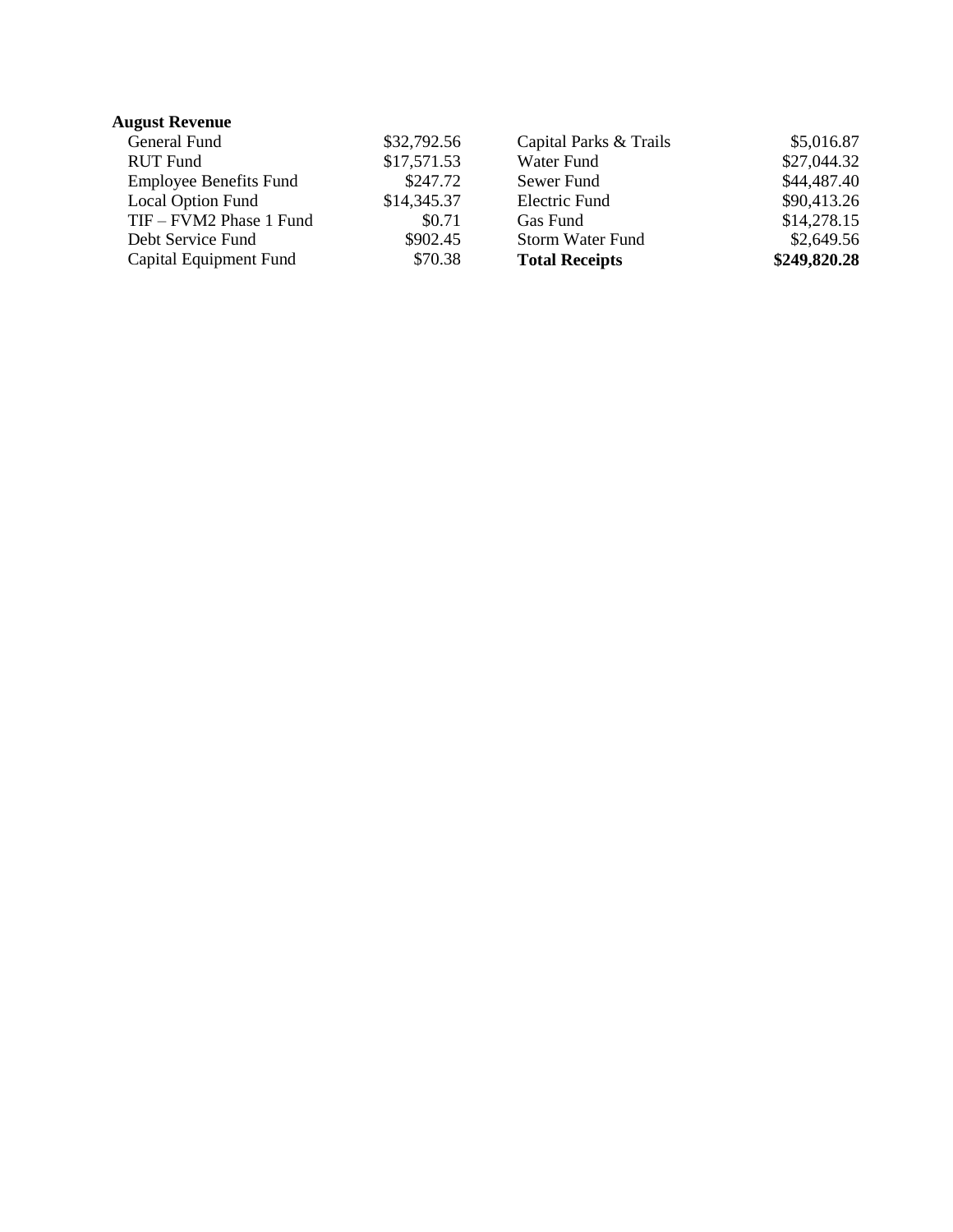**August Revenue**

| | | | |
|---|---|---|---|
| General Fund | $32,792.56 | Capital Parks & Trails | $5,016.87 |
| RUT Fund | $17,571.53 | Water Fund | $27,044.32 |
| Employee Benefits Fund | $247.72 | Sewer Fund | $44,487.40 |
| Local Option Fund | $14,345.37 | Electric Fund | $90,413.26 |
| TIF – FVM2 Phase 1 Fund | $0.71 | Gas Fund | $14,278.15 |
| Debt Service Fund | $902.45 | Storm Water Fund | $2,649.56 |
| Capital Equipment Fund | $70.38 | **Total Receipts** | **$249,820.28** |